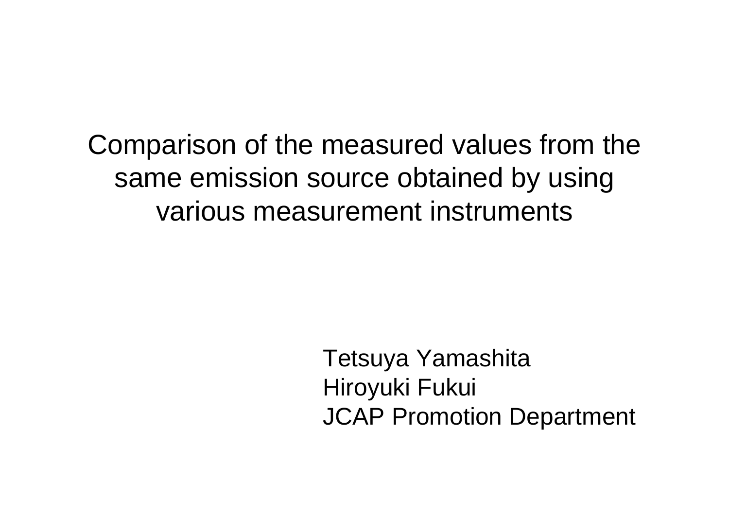# Comparison of the measured values from the same emission source obtained by using various measurement instruments

Tetsuya Yamashita
Hiroyuki Fukui
JCAP Promotion Department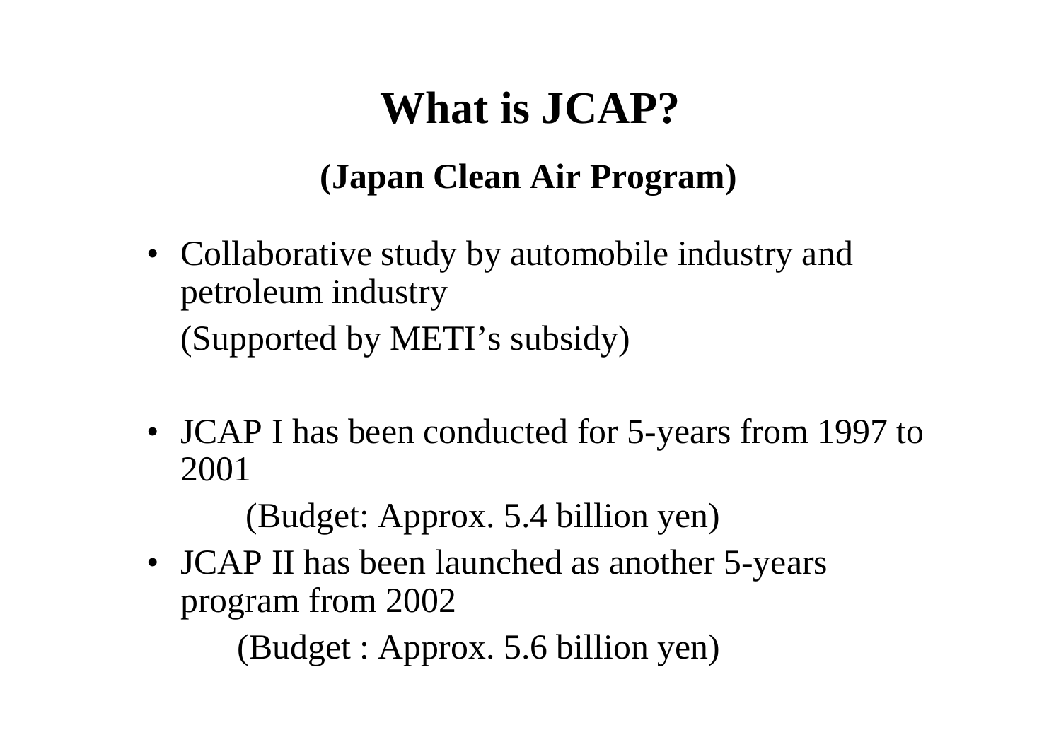# What is JCAP?

## (Japan Clean Air Program)

- Collaborative study by automobile industry and petroleum industry

  (Supported by METI's subsidy)

- JCAP I has been conducted for 5-years from 1997 to 2001

  (Budget: Approx. 5.4 billion yen)

- JCAP II has been launched as another 5-years program from 2002

  (Budget : Approx. 5.6 billion yen)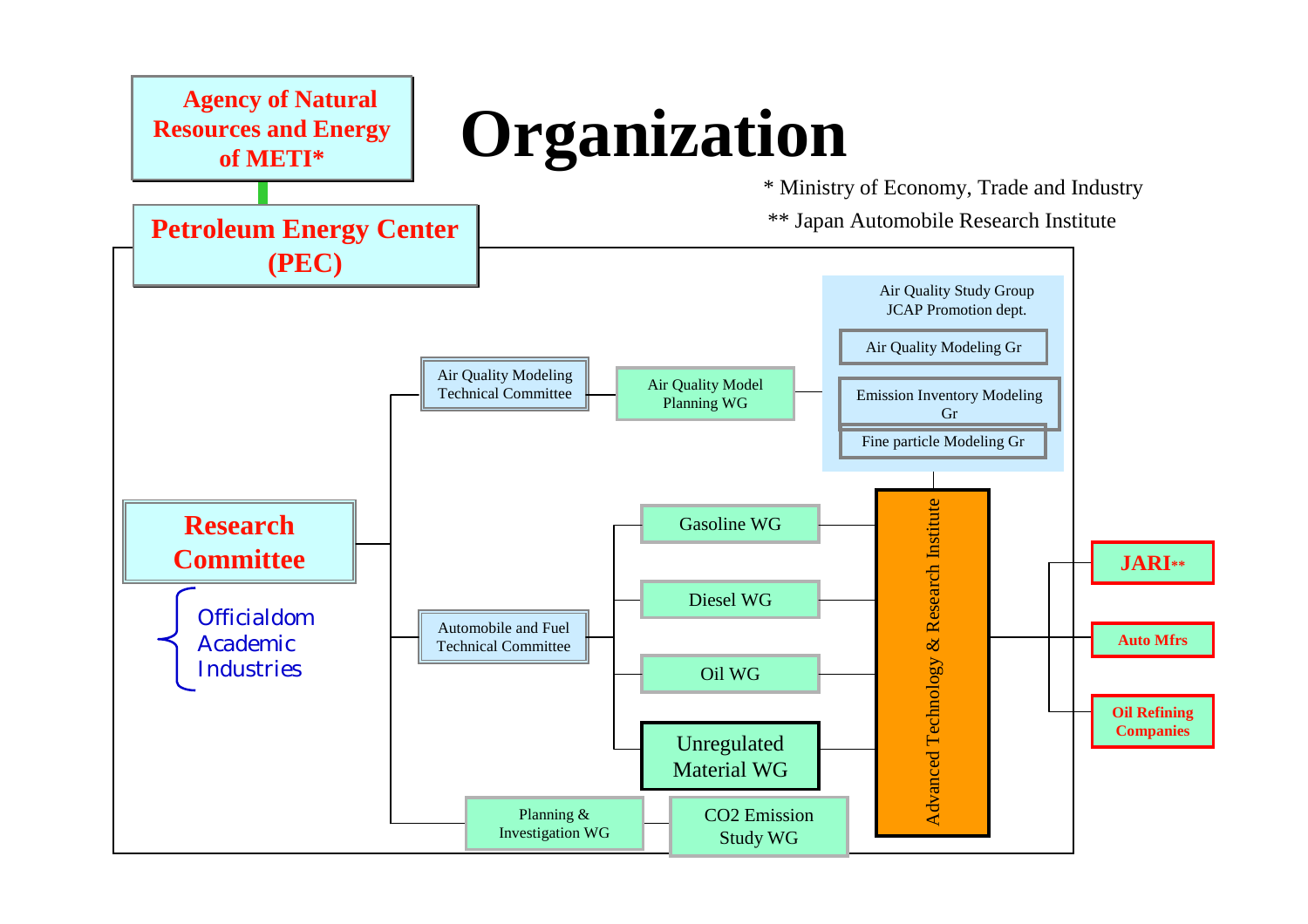# Organization

**Agency of Natural Resources and Energy of METI***

**Petroleum Energy Center (PEC)**

\* Ministry of Economy, Trade and Industry

** Japan Automobile Research Institute

**Research Committee**

- Officialdom
- Academic
- Industries

Air Quality Modeling Technical Committee

- Air Quality Model Planning WG

Air Quality Study Group JCAP Promotion dept.

- Air Quality Modeling Gr
- Emission Inventory Modeling Gr
- Fine particle Modeling Gr

Automobile and Fuel Technical Committee

- Gasoline WG
- Diesel WG
- Oil WG
- Unregulated Material WG

Planning & Investigation WG

- CO2 Emission Study WG

Advanced Technology & Research Institute

- **JARI****
- **Auto Mfrs**
- **Oil Refining Companies**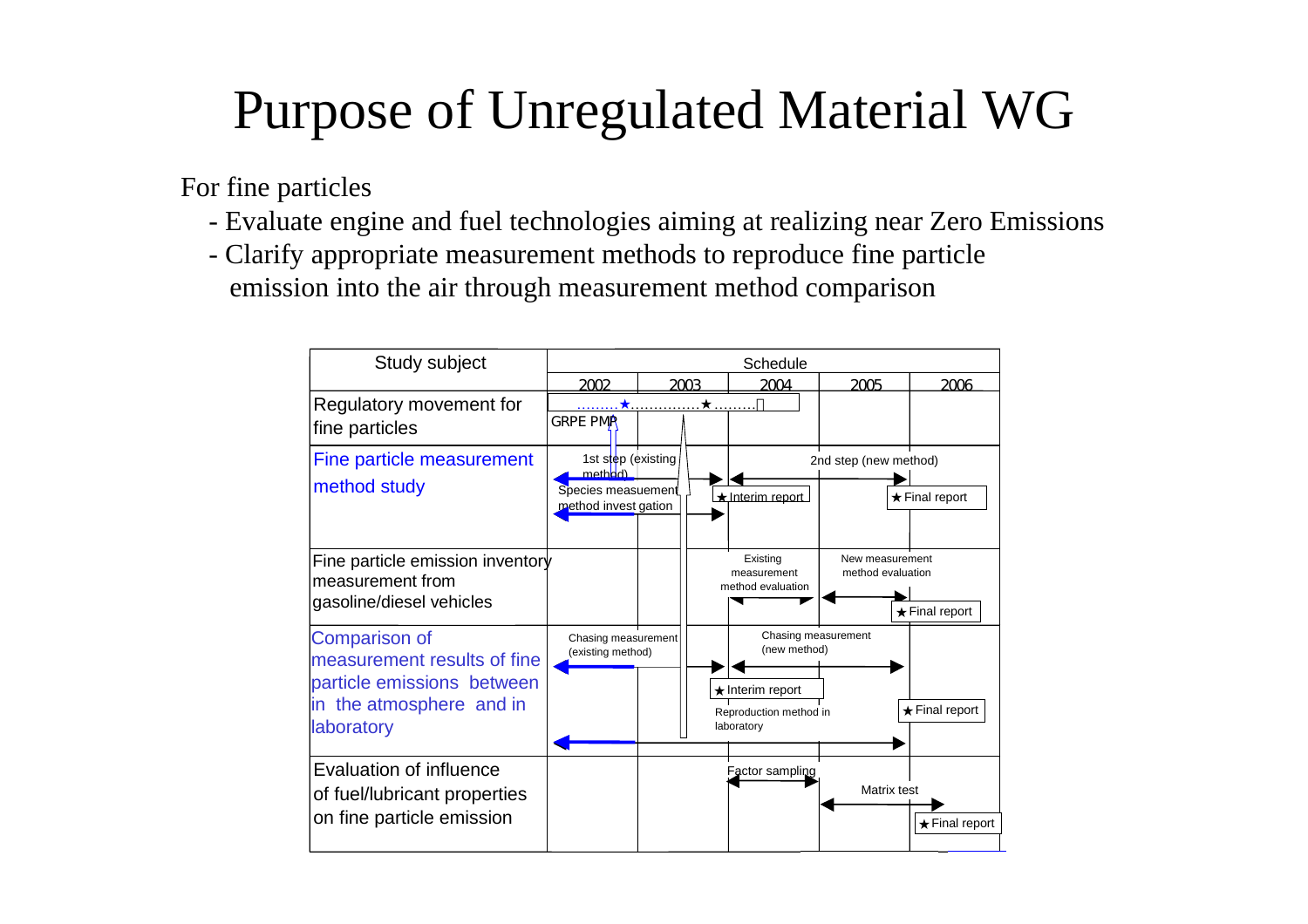# Purpose of Unregulated Material WG

For fine particles

- Evaluate engine and fuel technologies aiming at realizing near Zero Emissions
- Clarify appropriate measurement methods to reproduce fine particle emission into the air through measurement method comparison

| Study subject | Schedule | | | | |
|---|---|---|---|---|---|
| | 2002 | 2003 | 2004 | 2005 | 2006 |
| Regulatory movement for fine particles | ………★……………★……… GRPE PMP | | | | |
| Fine particle measurement method study | 1st step (existing method); Species measuement method invest gation | | ★Interim report | 2nd step (new method) | ★Final report |
| Fine particle emission inventory measurement from gasoline/diesel vehicles | | | Existing measurement method evaluation | New measurement method evaluation | ★Final report |
| Comparison of measurement results of fine particle emissions between in the atmosphere and in laboratory | Chasing measurement (existing method) | | ★Interim report; Reproduction method in laboratory | Chasing measurement (new method) | ★Final report |
| Evaluation of influence of fuel/lubricant properties on fine particle emission | | | Factor sampling | Matrix test | ★Final report |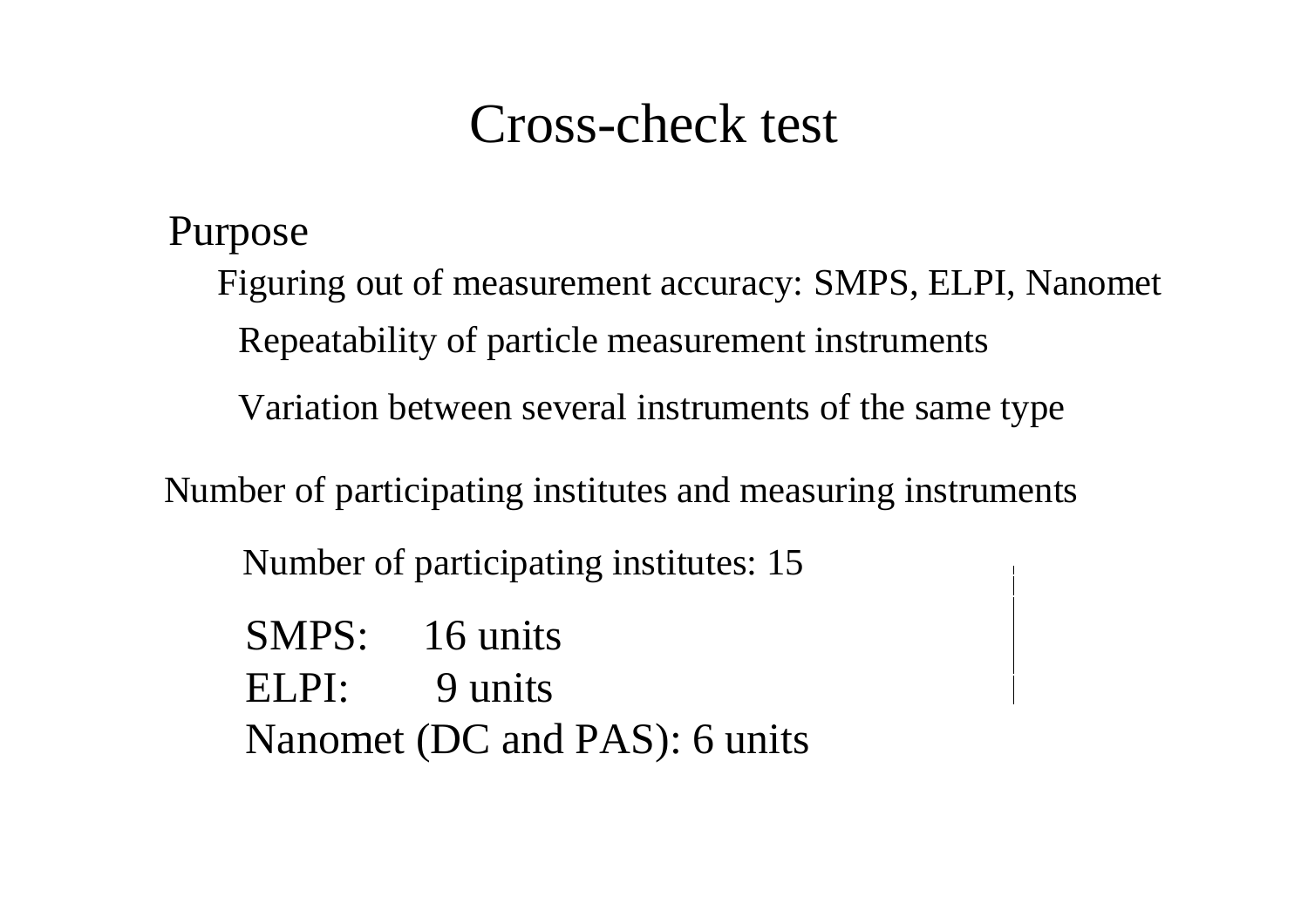# Cross-check test

## Purpose

Figuring out of measurement accuracy: SMPS, ELPI, Nanomet

- Repeatability of particle measurement instruments
- Variation between several instruments of the same type

## Number of participating institutes and measuring instruments

Number of participating institutes: 15

SMPS: 16 units
ELPI: 9 units
Nanomet (DC and PAS): 6 units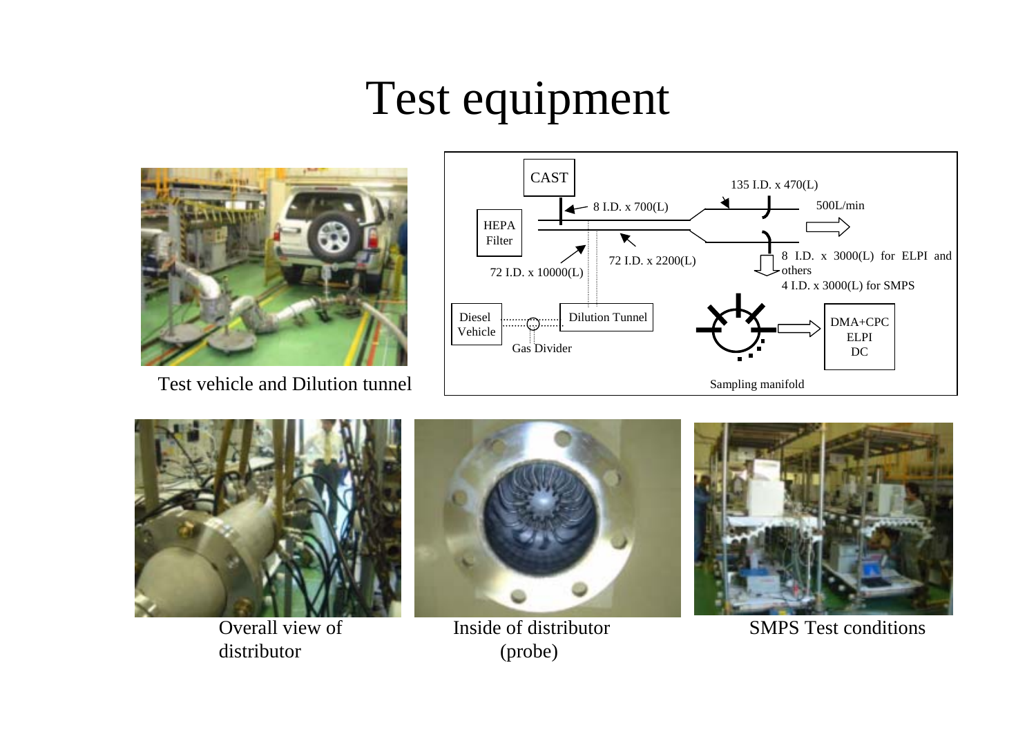# Test equipment

Test vehicle and Dilution tunnel

CAST

HEPA Filter

8 I.D. x 700(L)

135 I.D. x 470(L)

500L/min

72 I.D. x 10000(L)

72 I.D. x 2200(L)

8 I.D. x 3000(L) for ELPI and others

4 I.D. x 3000(L) for SMPS

Diesel Vehicle

Gas Divider

Dilution Tunnel

DMA+CPC
ELPI
DC

Sampling manifold

Overall view of distributor

Inside of distributor (probe)

SMPS Test conditions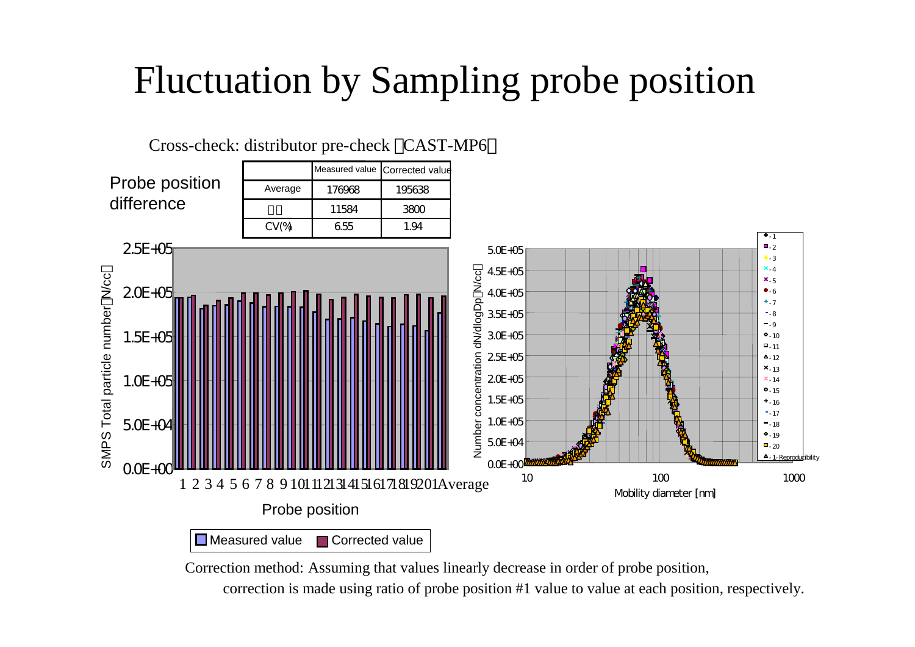# Fluctuation by Sampling probe position

Cross-check: distributor pre-check （CAST-MP6）

Probe position difference

| | Measured value | Corrected value |
|---|---|---|
| Average | 176968 | 195638 |
| □□ | 11584 | 3800 |
| CV(%) | 6.55 | 1.94 |

SMPS Total particle number（N/cc）

2.5E+05, 2.0E+05, 1.5E+05, 1.0E+05, 5.0E+04, 0.0E+00

1 2 3 4 5 6 7 8 9 10 11 12 13 14 15 16 17 18 19 20 1 Average

Probe position

Measured value　Corrected value

Number concentration dN/dlogDp（N/cc）

5.0E+05, 4.5E+05, 4.0E+05, 3.5E+05, 3.0E+05, 2.5E+05, 2.0E+05, 1.5E+05, 1.0E+05, 5.0E+04, 0.0E+00

10, 100, 1000

Mobility diameter [nm]

-1, -2, -3, -4, -5, -6, -7, -8, -9, -10, -11, -12, -13, -14, -15, -16, -17, -18, -19, -20, -1-Reproducibility

Correction method: Assuming that values linearly decrease in order of probe position, correction is made using ratio of probe position #1 value to value at each position, respectively.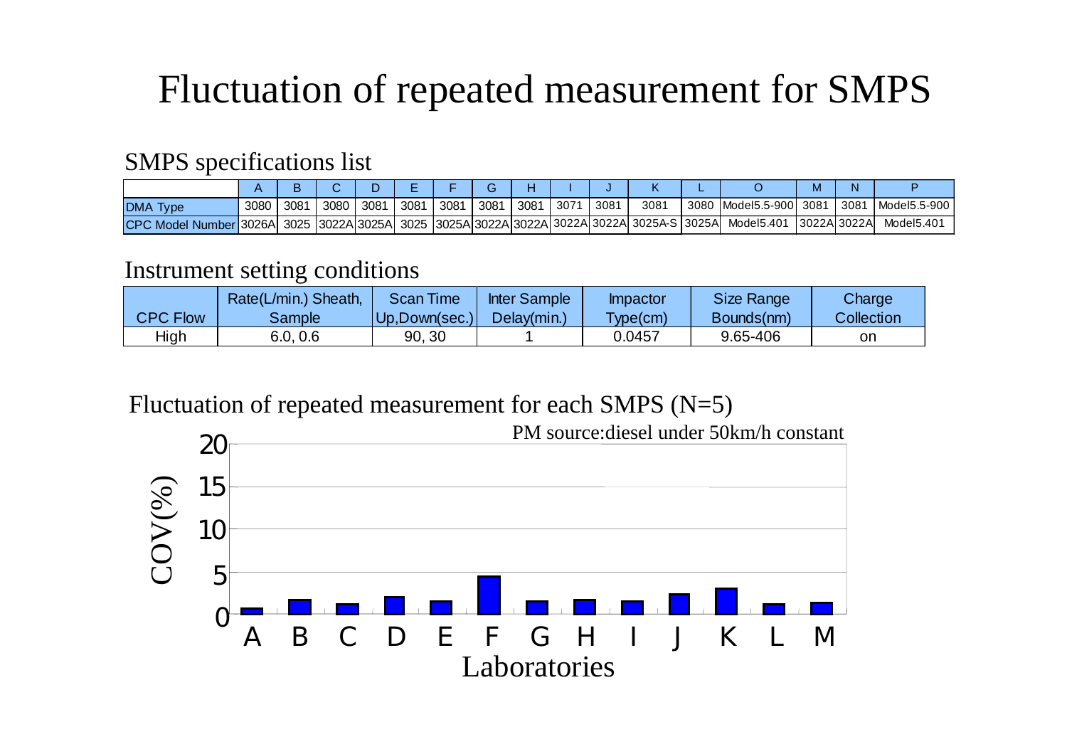# Fluctuation of repeated measurement for SMPS

## SMPS specifications list

| | A | B | C | D | E | F | G | H | I | J | K | L | O | M | N | P |
|---|---|---|---|---|---|---|---|---|---|---|---|---|---|---|---|---|
| DMA Type | 3080 | 3081 | 3080 | 3081 | 3081 | 3081 | 3081 | 3081 | 3071 | 3081 | 3081 | 3080 | Model5.5-900 | 3081 | 3081 | Model5.5-900 |
| CPC Model Number | 3026A | 3025 | 3022A | 3025A | 3025 | 3025A | 3022A | 3022A | 3022A | 3022A | 3025A-S | 3025A | Model5.401 | 3022A | 3022A | Model5.401 |

## Instrument setting conditions

| CPC Flow | Rate(L/min.) Sheath, Sample | Scan Time Up,Down(sec.) | Inter Sample Delay(min.) | Impactor Type(cm) | Size Range Bounds(nm) | Charge Collection |
|---|---|---|---|---|---|---|
| High | 6.0, 0.6 | 90, 30 | 1 | 0.0457 | 9.65-406 | on |

## Fluctuation of repeated measurement for each SMPS (N=5)

PM source:diesel under 50km/h constant

| Laboratories | A | B | C | D | E | F | G | H | I | J | K | L | M |
|---|---|---|---|---|---|---|---|---|---|---|---|---|---|
| COV(%) | ~0.7 | ~1.7 | ~1.2 | ~2.0 | ~1.5 | ~4.5 | ~1.5 | ~1.7 | ~1.5 | ~2.4 | ~3.0 | ~1.2 | ~1.4 |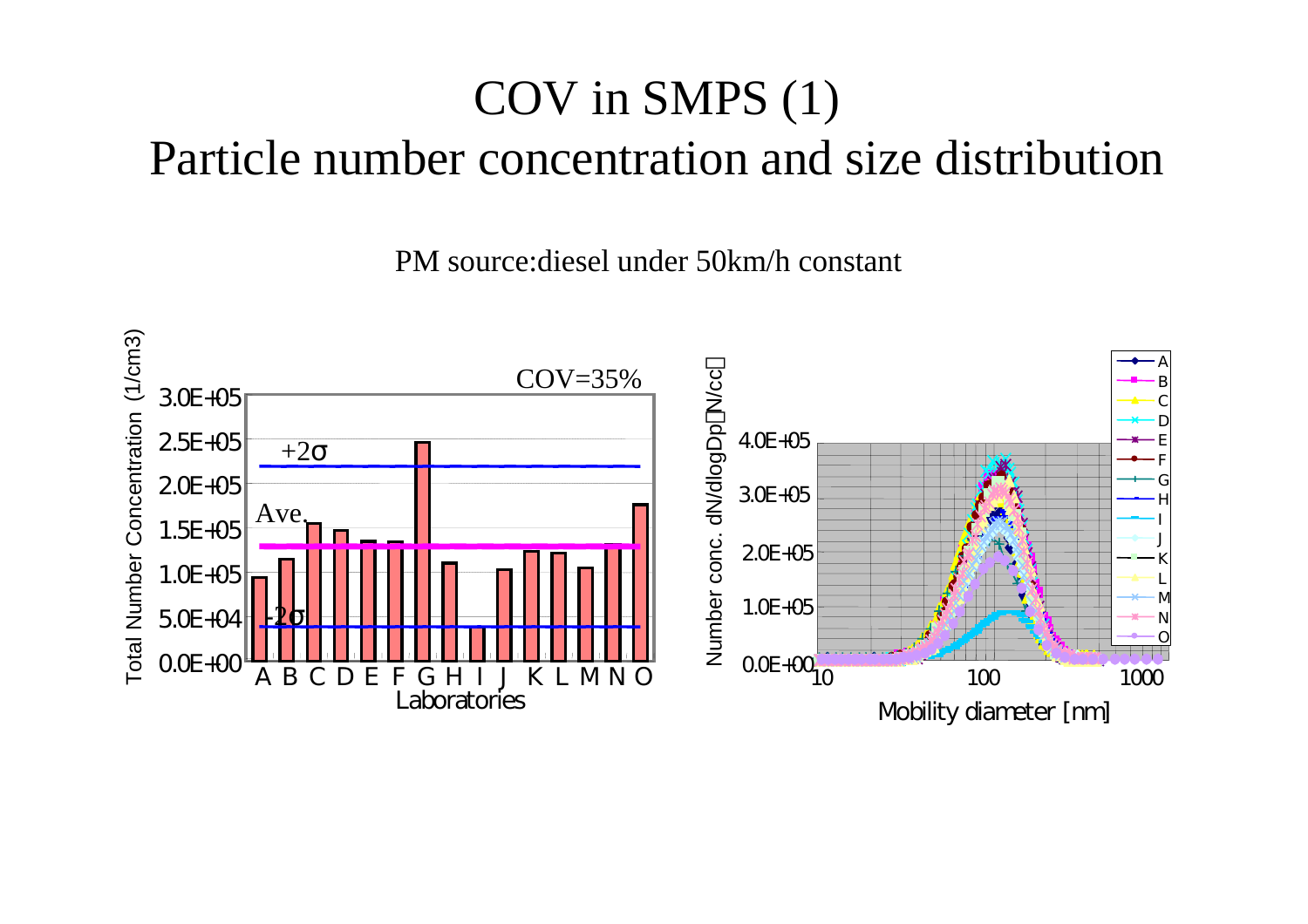# COV in SMPS (1)
# Particle number concentration and size distribution

PM source:diesel under 50km/h constant

COV=35%

+2σ

Ave.

-2σ

Total Number Concentration (1/cm3)

Laboratories

Number conc. dN/dlogDp[N/cc]

Mobility diameter [nm]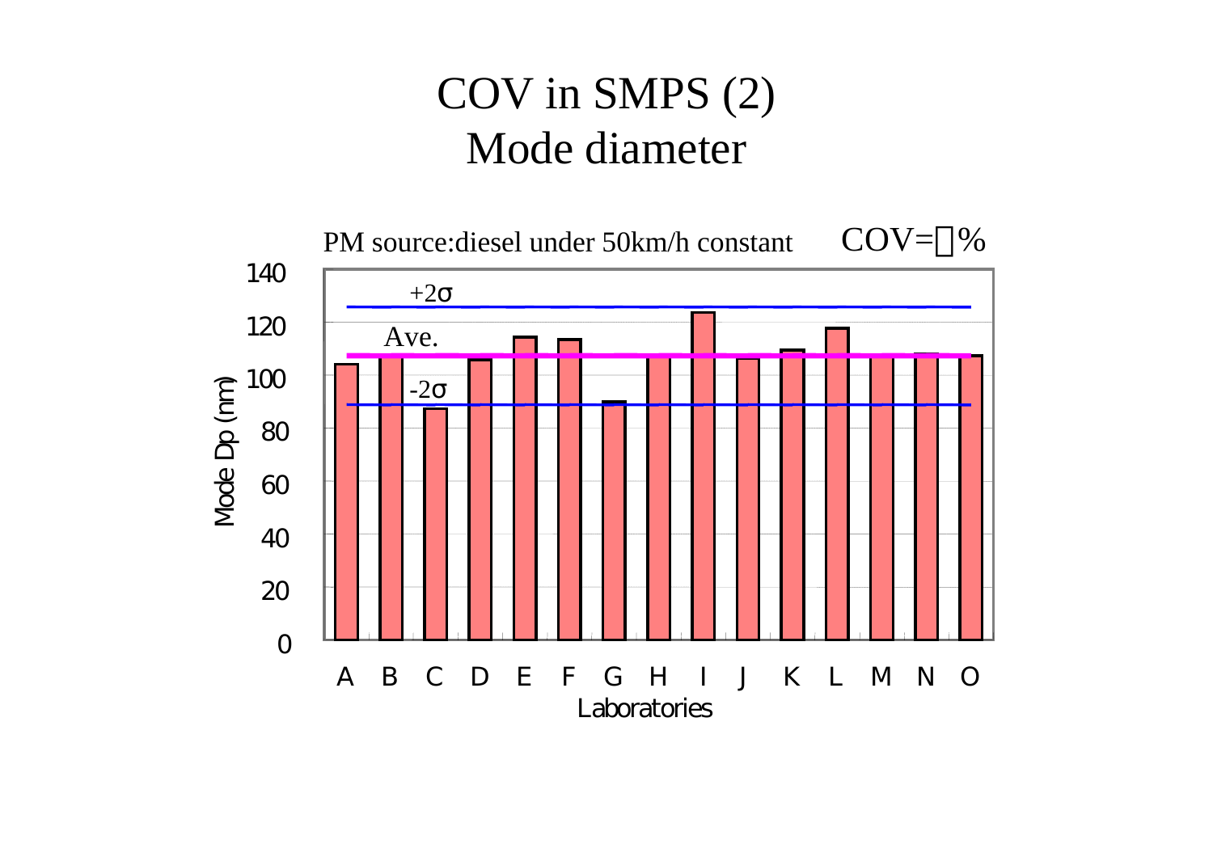# COV in SMPS (2)
## Mode diameter

PM source:diesel under 50km/h constant COV=□%

Mode Dp (nm)

+2σ

Ave.

-2σ

Laboratories

A B C D E F G H I J K L M N O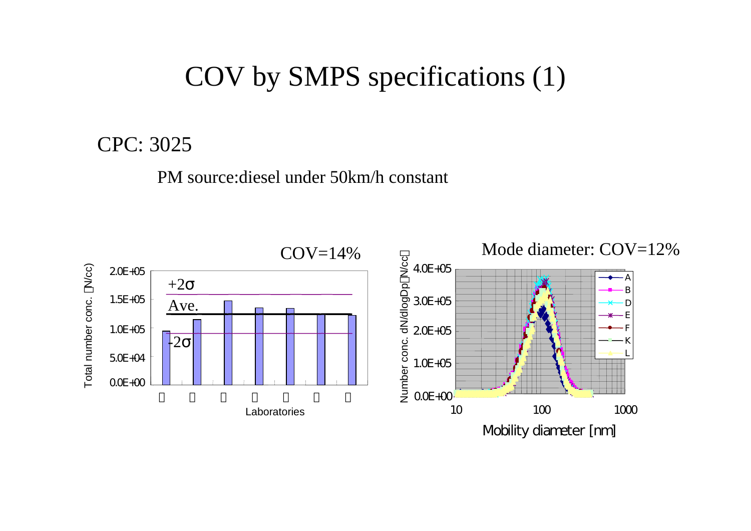# COV by SMPS specifications (1)

CPC: 3025

PM source:diesel under 50km/h constant

COV=14%

Mode diameter: COV=12%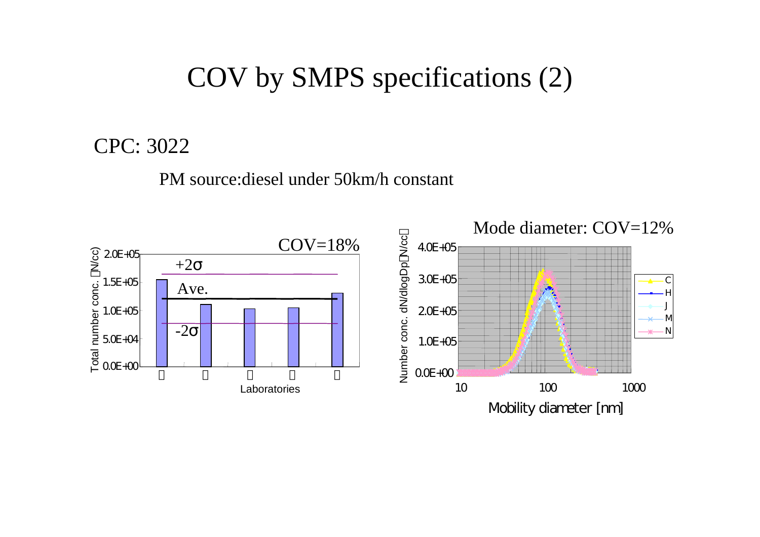# COV by SMPS specifications (2)

CPC: 3022

PM source:diesel under 50km/h constant

COV=18%

Mode diameter: COV=12%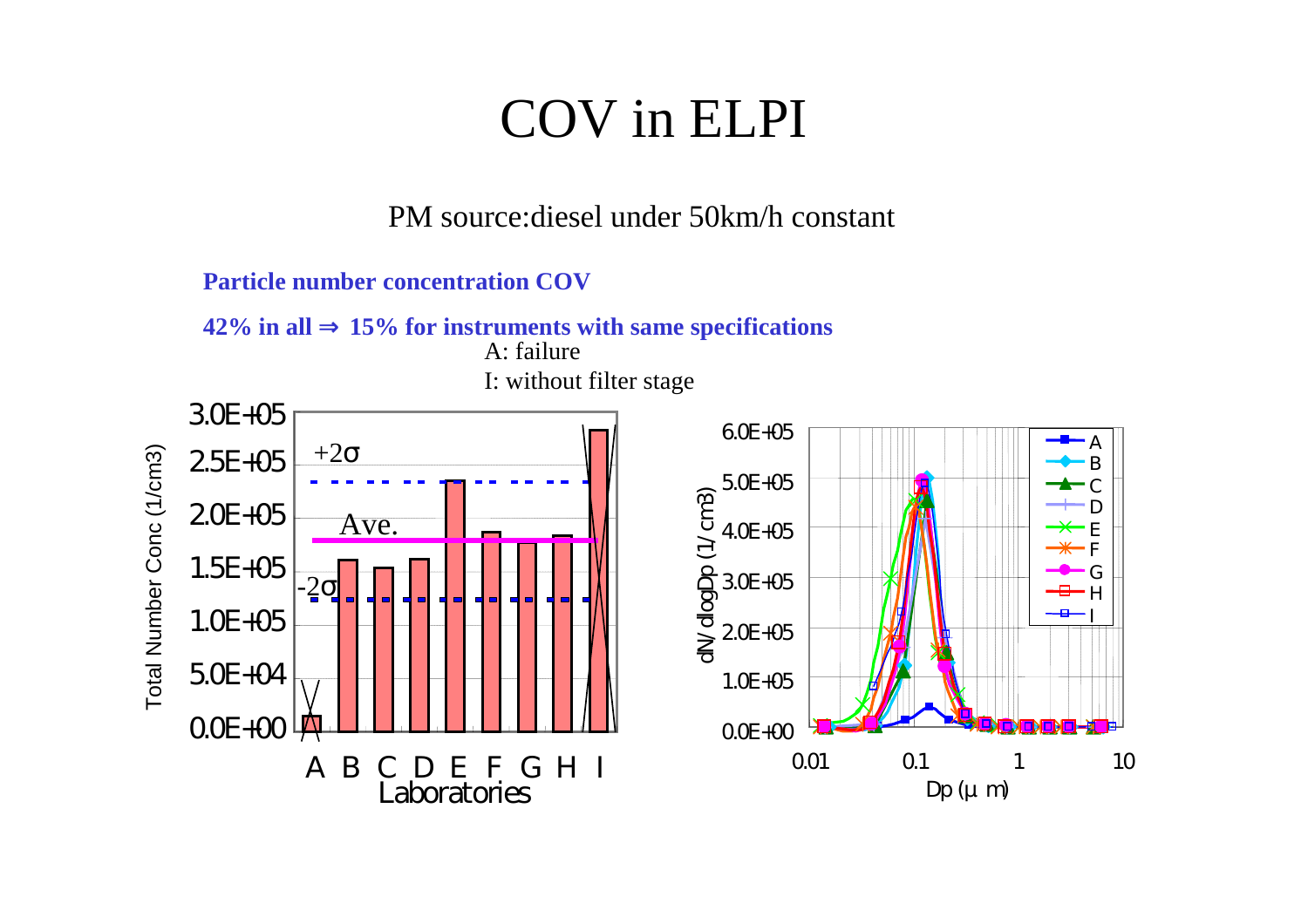# COV in ELPI

PM source:diesel under 50km/h constant

**Particle number concentration COV**

**42% in all ⇒ 15% for instruments with same specifications**

A: failure

I: without filter stage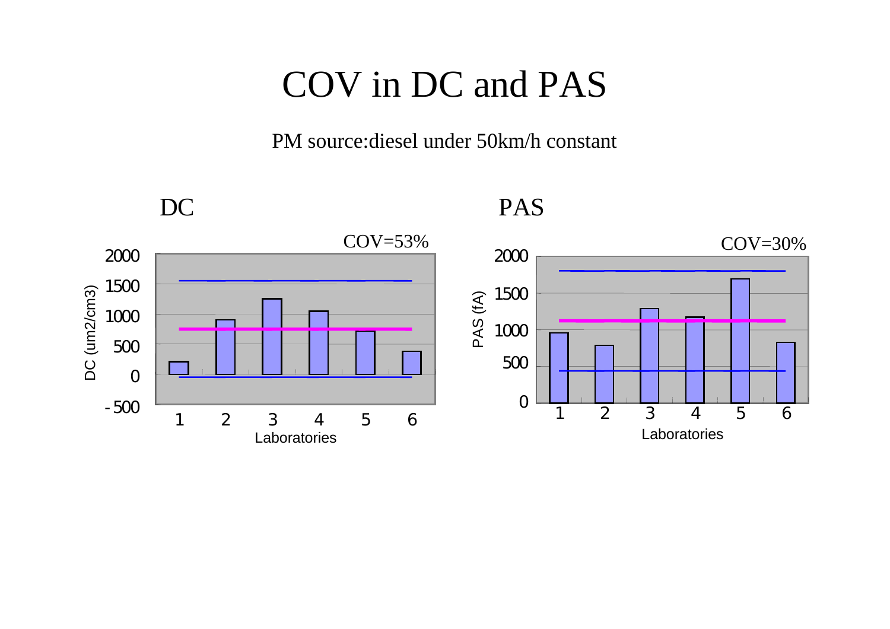# COV in DC and PAS

PM source:diesel under 50km/h constant

DC

COV=53%

DC (um2/cm3)

2000
1500
1000
500
0
-500

1 2 3 4 5 6

Laboratories

PAS

COV=30%

PAS (fA)

2000
1500
1000
500
0

1 2 3 4 5 6

Laboratories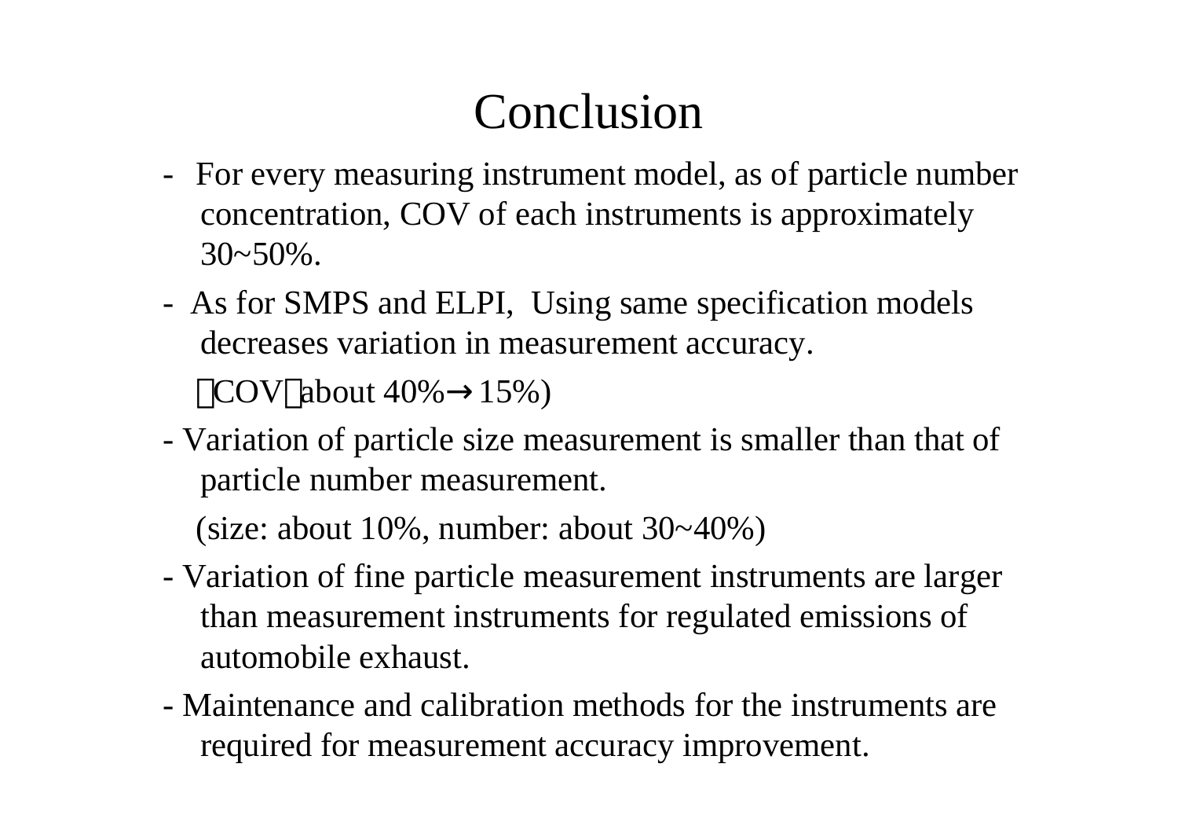# Conclusion

- For every measuring instrument model, as of particle number concentration, COV of each instruments is approximately 30~50%.
- As for SMPS and ELPI, Using same specification models decreases variation in measurement accuracy.

  （COV：about 40%→15%)
- Variation of particle size measurement is smaller than that of particle number measurement.

  (size: about 10%, number: about 30~40%)
- Variation of fine particle measurement instruments are larger than measurement instruments for regulated emissions of automobile exhaust.
- Maintenance and calibration methods for the instruments are required for measurement accuracy improvement.